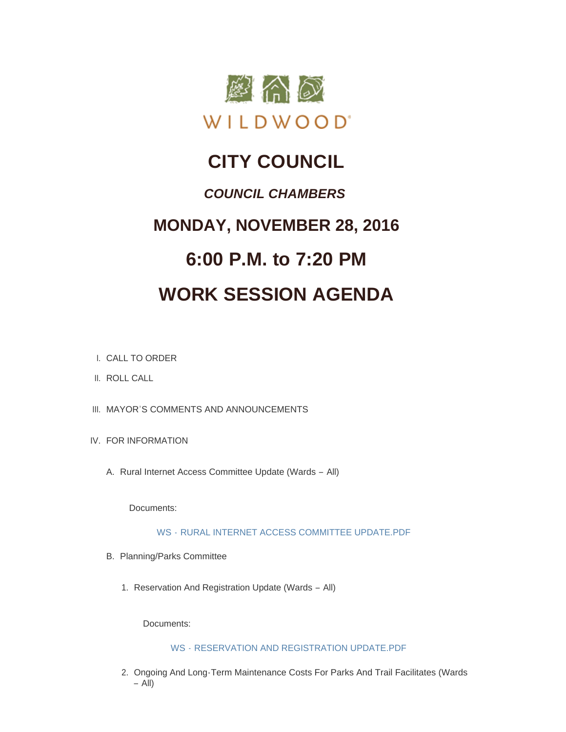WILDWOOD

# CITY COUNCIL

## *COUNCIL CHAMBERS*

## MONDAY, NOVEMBER 28, 2016

## 6:00 P.M. to 7:20 PM

## WORK SESSION AGENDA

I. CALL TO ORDER

II. ROLL CALL

III. MAYOR'S COMMENTS AND ANNOUNCEMENTS

IV. FOR INFORMATION

A. Rural Internet Access Committee Update (Wards – All)

Documents:

WS - RURAL INTERNET ACCESS COMMITTEE UPDATE.PDF

B. Planning/Parks Committee

1. Reservation And Registration Update (Wards – All)

Documents:

WS - RESERVATION AND REGISTRATION UPDATE.PDF

2. Ongoing And Long-Term Maintenance Costs For Parks And Trail Facilitates (Wards – All)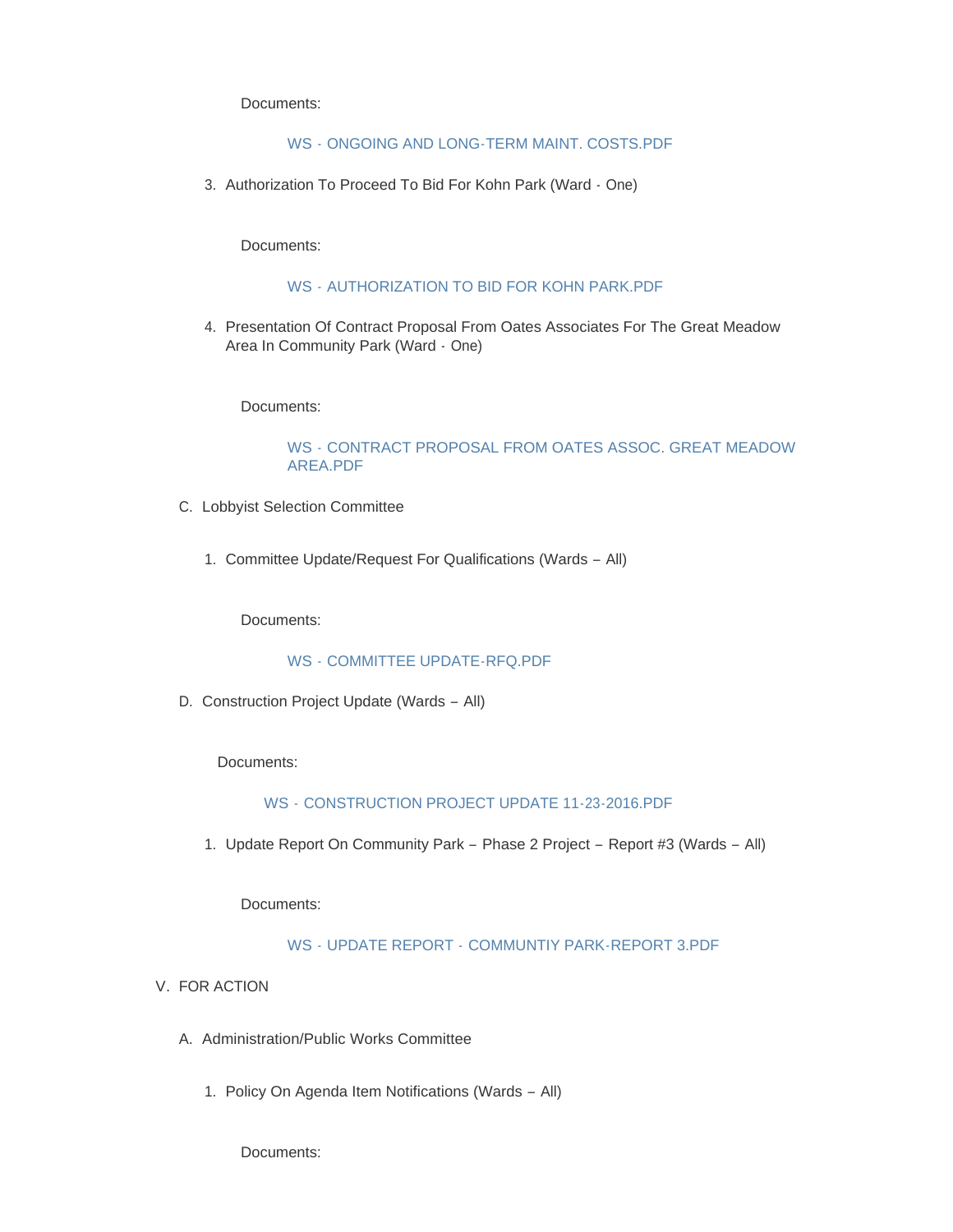Documents:

WS - ONGOING AND LONG-TERM MAINT. COSTS.PDF

3. Authorization To Proceed To Bid For Kohn Park (Ward - One)

Documents:

WS - AUTHORIZATION TO BID FOR KOHN PARK.PDF

4. Presentation Of Contract Proposal From Oates Associates For The Great Meadow Area In Community Park (Ward - One)

Documents:

WS - CONTRACT PROPOSAL FROM OATES ASSOC. GREAT MEADOW AREA.PDF

C. Lobbyist Selection Committee

1. Committee Update/Request For Qualifications (Wards – All)

Documents:

WS - COMMITTEE UPDATE-RFQ.PDF

D. Construction Project Update (Wards – All)

Documents:

WS - CONSTRUCTION PROJECT UPDATE 11-23-2016.PDF

1. Update Report On Community Park – Phase 2 Project – Report #3 (Wards – All)

Documents:

WS - UPDATE REPORT - COMMUNTIY PARK-REPORT 3.PDF

V. FOR ACTION

A. Administration/Public Works Committee

1. Policy On Agenda Item Notifications (Wards – All)

Documents: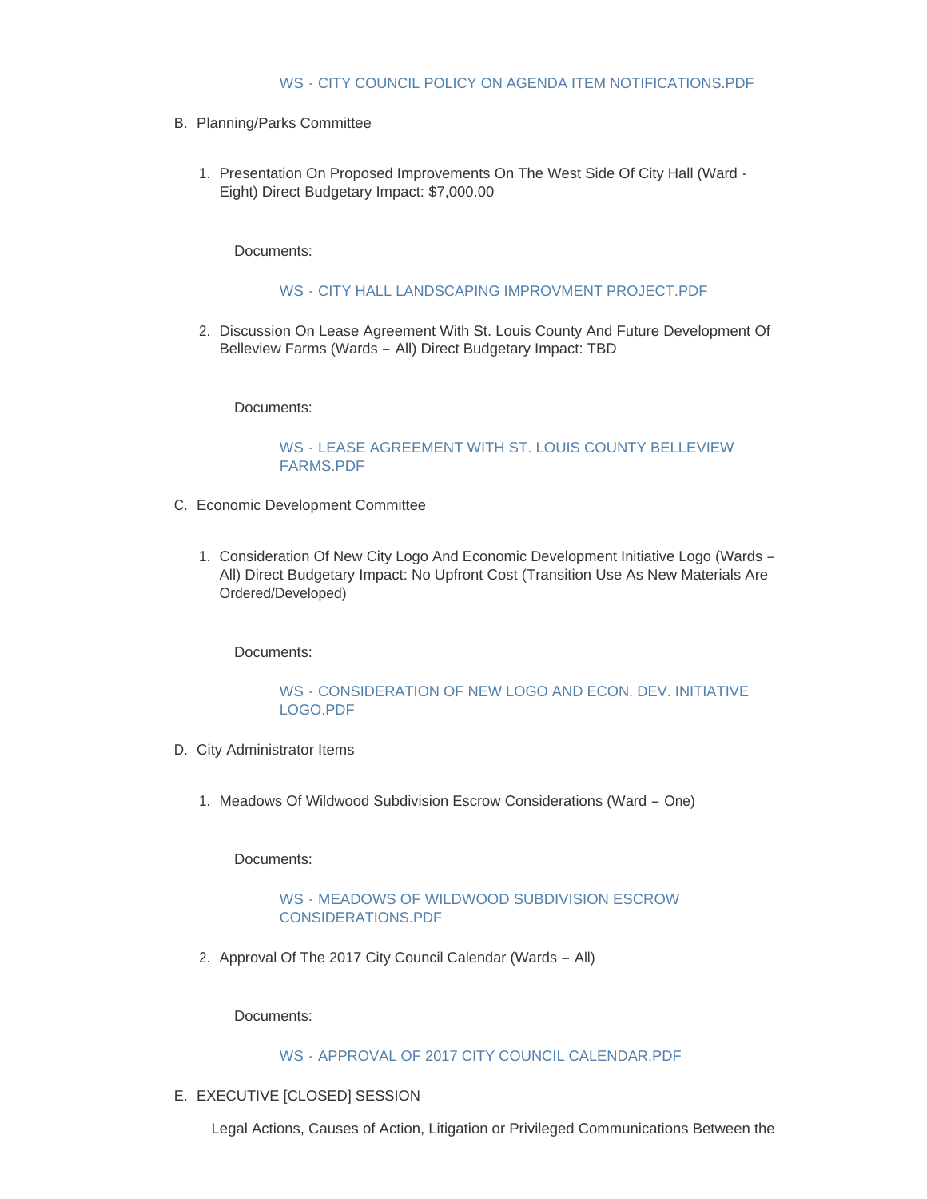WS - CITY COUNCIL POLICY ON AGENDA ITEM NOTIFICATIONS.PDF

B. Planning/Parks Committee

1. Presentation On Proposed Improvements On The West Side Of City Hall (Ward - Eight) Direct Budgetary Impact: $7,000.00

   Documents:

   WS - CITY HALL LANDSCAPING IMPROVMENT PROJECT.PDF

2. Discussion On Lease Agreement With St. Louis County And Future Development Of Belleview Farms (Wards – All) Direct Budgetary Impact: TBD

   Documents:

   WS - LEASE AGREEMENT WITH ST. LOUIS COUNTY BELLEVIEW FARMS.PDF

C. Economic Development Committee

1. Consideration Of New City Logo And Economic Development Initiative Logo (Wards – All) Direct Budgetary Impact: No Upfront Cost (Transition Use As New Materials Are Ordered/Developed)

   Documents:

   WS - CONSIDERATION OF NEW LOGO AND ECON. DEV. INITIATIVE LOGO.PDF

D. City Administrator Items

1. Meadows Of Wildwood Subdivision Escrow Considerations (Ward – One)

   Documents:

   WS - MEADOWS OF WILDWOOD SUBDIVISION ESCROW CONSIDERATIONS.PDF

2. Approval Of The 2017 City Council Calendar (Wards – All)

   Documents:

   WS - APPROVAL OF 2017 CITY COUNCIL CALENDAR.PDF

E. EXECUTIVE [CLOSED] SESSION

   Legal Actions, Causes of Action, Litigation or Privileged Communications Between the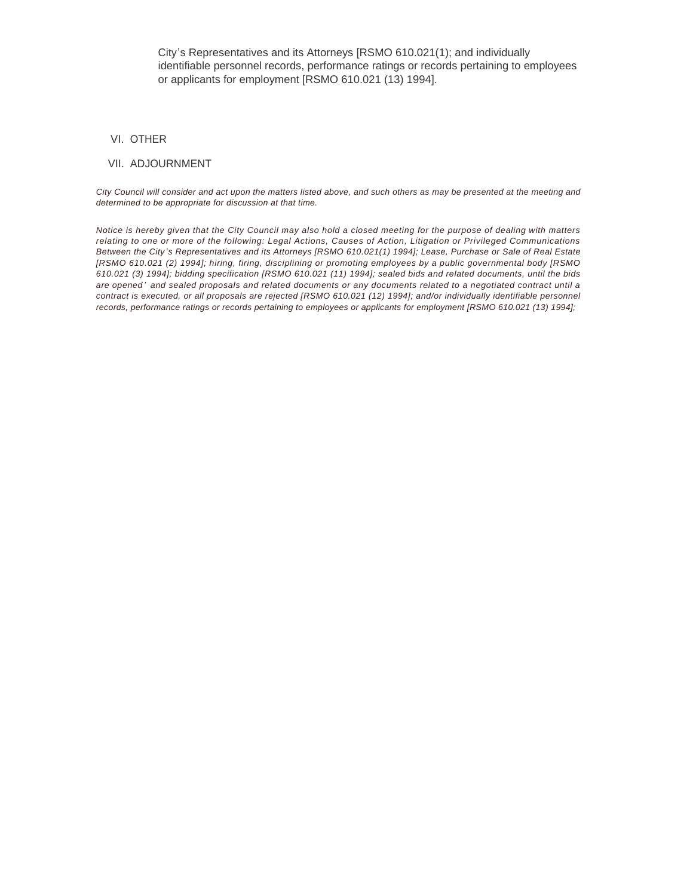City's Representatives and its Attorneys [RSMO 610.021(1); and individually identifiable personnel records, performance ratings or records pertaining to employees or applicants for employment [RSMO 610.021 (13) 1994].

VI. OTHER

VII. ADJOURNMENT

*City Council will consider and act upon the matters listed above, and such others as may be presented at the meeting and determined to be appropriate for discussion at that time.*

*Notice is hereby given that the City Council may also hold a closed meeting for the purpose of dealing with matters relating to one or more of the following: Legal Actions, Causes of Action, Litigation or Privileged Communications Between the City's Representatives and its Attorneys [RSMO 610.021(1) 1994]; Lease, Purchase or Sale of Real Estate [RSMO 610.021 (2) 1994]; hiring, firing, disciplining or promoting employees by a public governmental body [RSMO 610.021 (3) 1994]; bidding specification [RSMO 610.021 (11) 1994]; sealed bids and related documents, until the bids are opened' and sealed proposals and related documents or any documents related to a negotiated contract until a contract is executed, or all proposals are rejected [RSMO 610.021 (12) 1994]; and/or individually identifiable personnel records, performance ratings or records pertaining to employees or applicants for employment [RSMO 610.021 (13) 1994];*